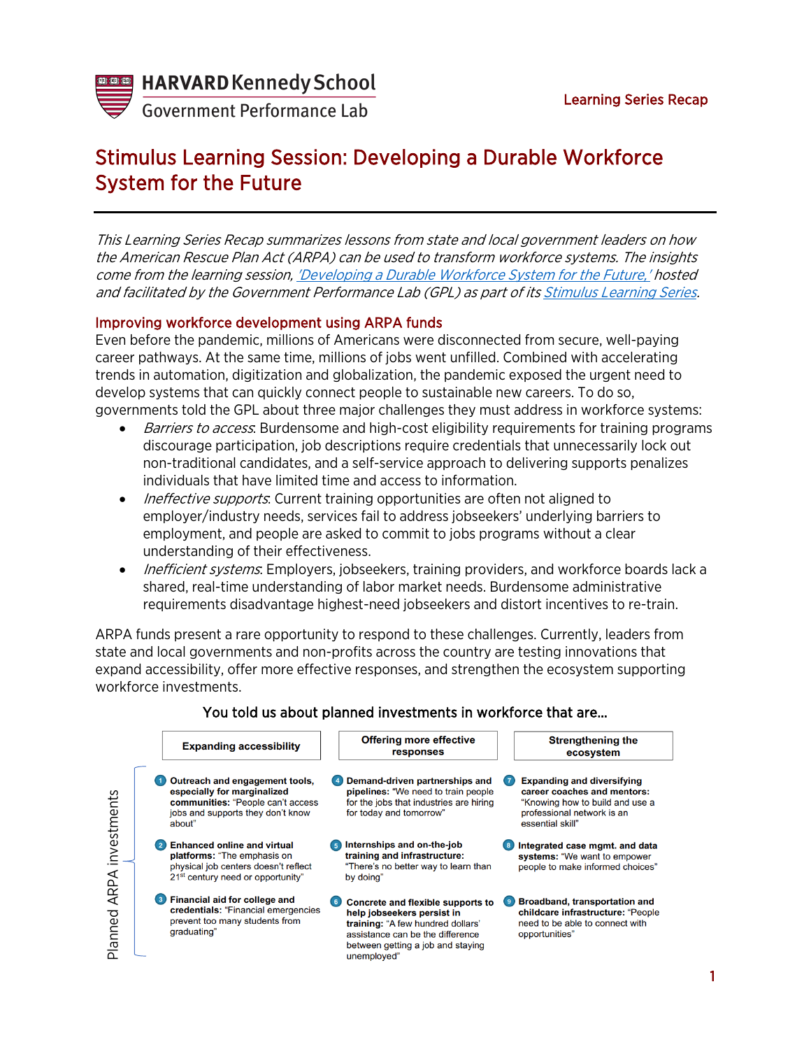HARVARD Kennedy School
Government Performance Lab

Learning Series Recap

# Stimulus Learning Session: Developing a Durable Workforce System for the Future

*This Learning Series Recap summarizes lessons from state and local government leaders on how the American Rescue Plan Act (ARPA) can be used to transform workforce systems. The insights come from the learning session, 'Developing a Durable Workforce System for the Future,' hosted and facilitated by the Government Performance Lab (GPL) as part of its Stimulus Learning Series.*

## Improving workforce development using ARPA funds

Even before the pandemic, millions of Americans were disconnected from secure, well-paying career pathways. At the same time, millions of jobs went unfilled. Combined with accelerating trends in automation, digitization and globalization, the pandemic exposed the urgent need to develop systems that can quickly connect people to sustainable new careers. To do so, governments told the GPL about three major challenges they must address in workforce systems:

- *Barriers to access*: Burdensome and high-cost eligibility requirements for training programs discourage participation, job descriptions require credentials that unnecessarily lock out non-traditional candidates, and a self-service approach to delivering supports penalizes individuals that have limited time and access to information.
- *Ineffective supports*: Current training opportunities are often not aligned to employer/industry needs, services fail to address jobseekers' underlying barriers to employment, and people are asked to commit to jobs programs without a clear understanding of their effectiveness.
- *Inefficient systems*: Employers, jobseekers, training providers, and workforce boards lack a shared, real-time understanding of labor market needs. Burdensome administrative requirements disadvantage highest-need jobseekers and distort incentives to re-train.

ARPA funds present a rare opportunity to respond to these challenges. Currently, leaders from state and local governments and non-profits across the country are testing innovations that expand accessibility, offer more effective responses, and strengthen the ecosystem supporting workforce investments.

**You told us about planned investments in workforce that are…**

Planned ARPA investments

| Expanding accessibility | Offering more effective responses | Strengthening the ecosystem |
|---|---|---|
| 1 **Outreach and engagement tools, especially for marginalized communities:** "People can't access jobs and supports they don't know about" | 4 **Demand-driven partnerships and pipelines:** "We need to train people for the jobs that industries are hiring for today and tomorrow" | 7 **Expanding and diversifying career coaches and mentors:** "Knowing how to build and use a professional network is an essential skill" |
| 2 **Enhanced online and virtual platforms:** "The emphasis on physical job centers doesn't reflect 21st century need or opportunity" | 5 **Internships and on-the-job training and infrastructure:** "There's no better way to learn than by doing" | 8 **Integrated case mgmt. and data systems:** "We want to empower people to make informed choices" |
| 3 **Financial aid for college and credentials:** "Financial emergencies prevent too many students from graduating" | 6 **Concrete and flexible supports to help jobseekers persist in training:** "A few hundred dollars' assistance can be the difference between getting a job and staying unemployed" | 9 **Broadband, transportation and childcare infrastructure:** "People need to be able to connect with opportunities" |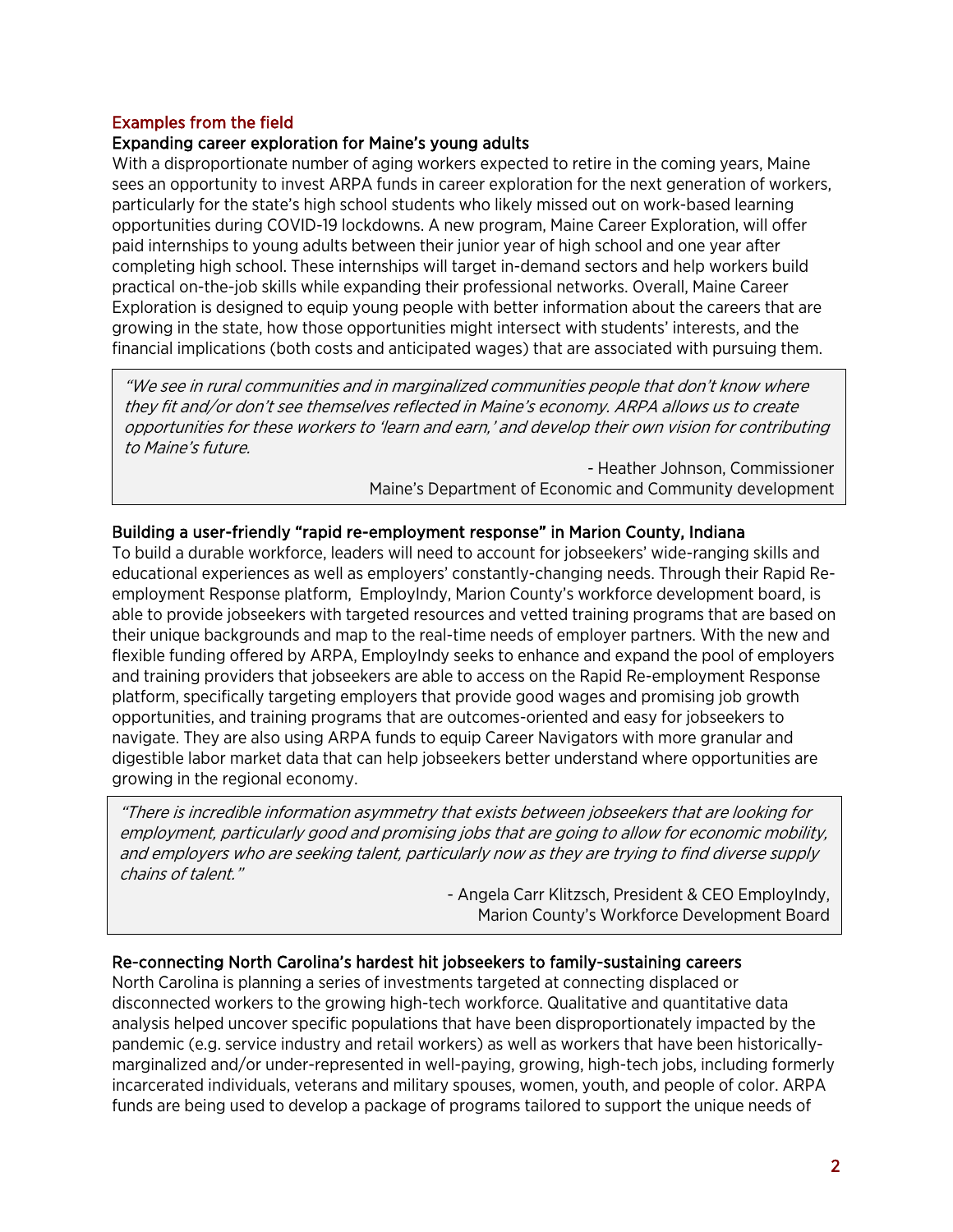## Examples from the field

### Expanding career exploration for Maine's young adults

With a disproportionate number of aging workers expected to retire in the coming years, Maine sees an opportunity to invest ARPA funds in career exploration for the next generation of workers, particularly for the state's high school students who likely missed out on work-based learning opportunities during COVID-19 lockdowns. A new program, Maine Career Exploration, will offer paid internships to young adults between their junior year of high school and one year after completing high school. These internships will target in-demand sectors and help workers build practical on-the-job skills while expanding their professional networks. Overall, Maine Career Exploration is designed to equip young people with better information about the careers that are growing in the state, how those opportunities might intersect with students' interests, and the financial implications (both costs and anticipated wages) that are associated with pursuing them.

> *"We see in rural communities and in marginalized communities people that don't know where they fit and/or don't see themselves reflected in Maine's economy. ARPA allows us to create opportunities for these workers to 'learn and earn,' and develop their own vision for contributing to Maine's future.*
>
> - Heather Johnson, Commissioner
> Maine's Department of Economic and Community development

### Building a user-friendly "rapid re-employment response" in Marion County, Indiana

To build a durable workforce, leaders will need to account for jobseekers' wide-ranging skills and educational experiences as well as employers' constantly-changing needs. Through their Rapid Re-employment Response platform, EmployIndy, Marion County's workforce development board, is able to provide jobseekers with targeted resources and vetted training programs that are based on their unique backgrounds and map to the real-time needs of employer partners. With the new and flexible funding offered by ARPA, EmployIndy seeks to enhance and expand the pool of employers and training providers that jobseekers are able to access on the Rapid Re-employment Response platform, specifically targeting employers that provide good wages and promising job growth opportunities, and training programs that are outcomes-oriented and easy for jobseekers to navigate. They are also using ARPA funds to equip Career Navigators with more granular and digestible labor market data that can help jobseekers better understand where opportunities are growing in the regional economy.

> *"There is incredible information asymmetry that exists between jobseekers that are looking for employment, particularly good and promising jobs that are going to allow for economic mobility, and employers who are seeking talent, particularly now as they are trying to find diverse supply chains of talent."*
>
> - Angela Carr Klitzsch, President & CEO EmployIndy,
> Marion County's Workforce Development Board

### Re-connecting North Carolina's hardest hit jobseekers to family-sustaining careers

North Carolina is planning a series of investments targeted at connecting displaced or disconnected workers to the growing high-tech workforce. Qualitative and quantitative data analysis helped uncover specific populations that have been disproportionately impacted by the pandemic (e.g. service industry and retail workers) as well as workers that have been historically-marginalized and/or under-represented in well-paying, growing, high-tech jobs, including formerly incarcerated individuals, veterans and military spouses, women, youth, and people of color. ARPA funds are being used to develop a package of programs tailored to support the unique needs of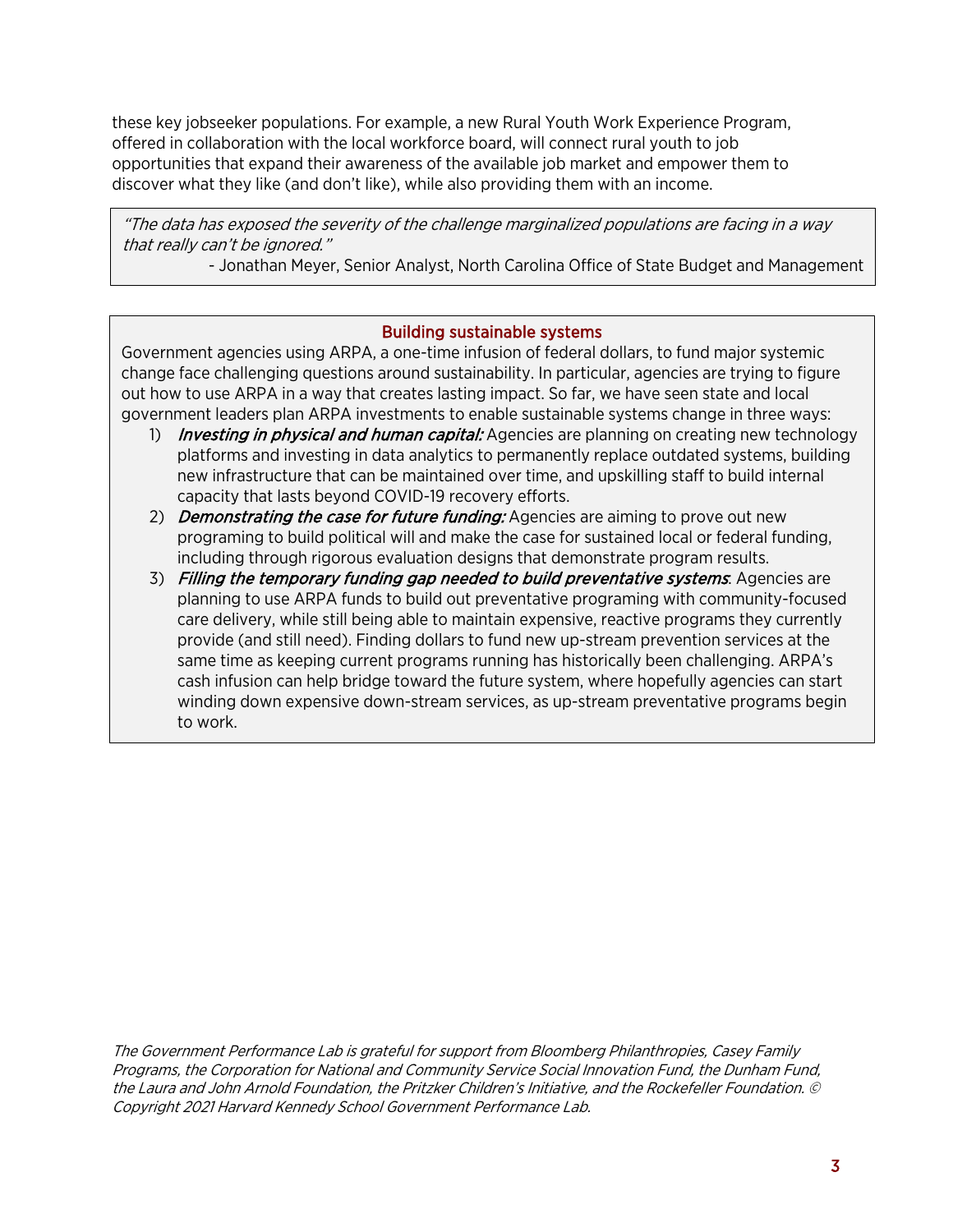these key jobseeker populations. For example, a new Rural Youth Work Experience Program, offered in collaboration with the local workforce board, will connect rural youth to job opportunities that expand their awareness of the available job market and empower them to discover what they like (and don't like), while also providing them with an income.

> *"The data has exposed the severity of the challenge marginalized populations are facing in a way that really can't be ignored."*
>
> \- Jonathan Meyer, Senior Analyst, North Carolina Office of State Budget and Management

### Building sustainable systems

Government agencies using ARPA, a one-time infusion of federal dollars, to fund major systemic change face challenging questions around sustainability. In particular, agencies are trying to figure out how to use ARPA in a way that creates lasting impact. So far, we have seen state and local government leaders plan ARPA investments to enable sustainable systems change in three ways:

1) ***Investing in physical and human capital:*** Agencies are planning on creating new technology platforms and investing in data analytics to permanently replace outdated systems, building new infrastructure that can be maintained over time, and upskilling staff to build internal capacity that lasts beyond COVID-19 recovery efforts.
2) ***Demonstrating the case for future funding:*** Agencies are aiming to prove out new programing to build political will and make the case for sustained local or federal funding, including through rigorous evaluation designs that demonstrate program results.
3) ***Filling the temporary funding gap needed to build preventative systems***. Agencies are planning to use ARPA funds to build out preventative programing with community-focused care delivery, while still being able to maintain expensive, reactive programs they currently provide (and still need). Finding dollars to fund new up-stream prevention services at the same time as keeping current programs running has historically been challenging. ARPA's cash infusion can help bridge toward the future system, where hopefully agencies can start winding down expensive down-stream services, as up-stream preventative programs begin to work.

*The Government Performance Lab is grateful for support from Bloomberg Philanthropies, Casey Family Programs, the Corporation for National and Community Service Social Innovation Fund, the Dunham Fund, the Laura and John Arnold Foundation, the Pritzker Children's Initiative, and the Rockefeller Foundation. © Copyright 2021 Harvard Kennedy School Government Performance Lab.*